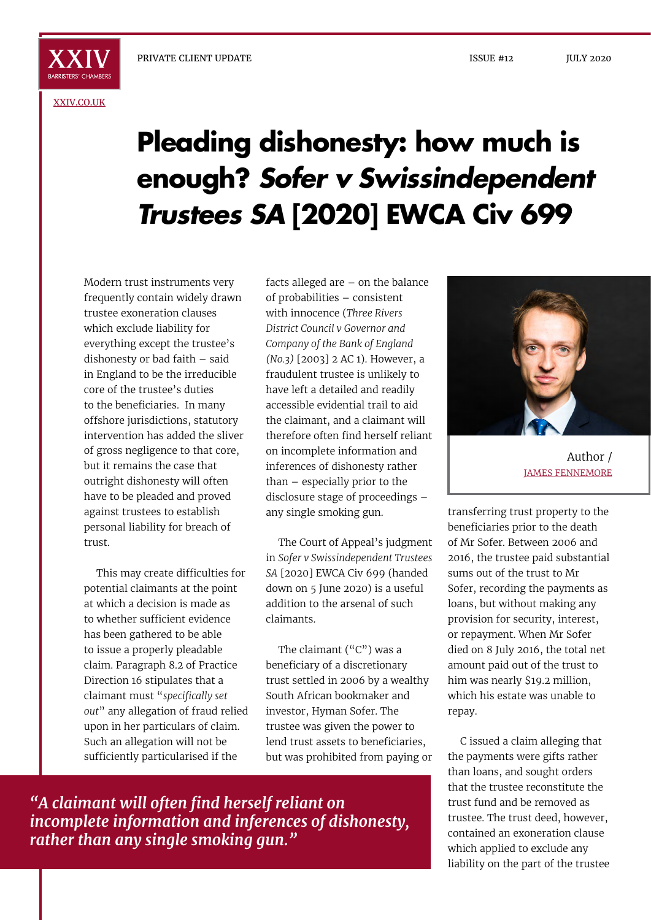XXIV
BARRISTERS' CHAMBERS

XXIV.CO.UK

PRIVATE CLIENT UPDATE ISSUE #12 JULY 2020

# Pleading dishonesty: how much is enough? *Sofer v Swissindependent Trustees SA* [2020] EWCA Civ 699

Modern trust instruments very frequently contain widely drawn trustee exoneration clauses which exclude liability for everything except the trustee's dishonesty or bad faith – said in England to be the irreducible core of the trustee's duties to the beneficiaries. In many offshore jurisdictions, statutory intervention has added the sliver of gross negligence to that core, but it remains the case that outright dishonesty will often have to be pleaded and proved against trustees to establish personal liability for breach of trust.

This may create difficulties for potential claimants at the point at which a decision is made as to whether sufficient evidence has been gathered to be able to issue a properly pleadable claim. Paragraph 8.2 of Practice Direction 16 stipulates that a claimant must "*specifically set out*" any allegation of fraud relied upon in her particulars of claim. Such an allegation will not be sufficiently particularised if the facts alleged are – on the balance of probabilities – consistent with innocence (*Three Rivers District Council v Governor and Company of the Bank of England (No.3)* [2003] 2 AC 1). However, a fraudulent trustee is unlikely to have left a detailed and readily accessible evidential trail to aid the claimant, and a claimant will therefore often find herself reliant on incomplete information and inferences of dishonesty rather than – especially prior to the disclosure stage of proceedings – any single smoking gun.

> *"A claimant will often find herself reliant on incomplete information and inferences of dishonesty, rather than any single smoking gun."*

The Court of Appeal's judgment in *Sofer v Swissindependent Trustees SA* [2020] EWCA Civ 699 (handed down on 5 June 2020) is a useful addition to the arsenal of such claimants.

The claimant ("C") was a beneficiary of a discretionary trust settled in 2006 by a wealthy South African bookmaker and investor, Hyman Sofer. The trustee was given the power to lend trust assets to beneficiaries, but was prohibited from paying or transferring trust property to the beneficiaries prior to the death of Mr Sofer. Between 2006 and 2016, the trustee paid substantial sums out of the trust to Mr Sofer, recording the payments as loans, but without making any provision for security, interest, or repayment. When Mr Sofer died on 8 July 2016, the total net amount paid out of the trust to him was nearly \$19.2 million, which his estate was unable to repay.

Author / JAMES FENNEMORE

C issued a claim alleging that the payments were gifts rather than loans, and sought orders that the trustee reconstitute the trust fund and be removed as trustee. The trust deed, however, contained an exoneration clause which applied to exclude any liability on the part of the trustee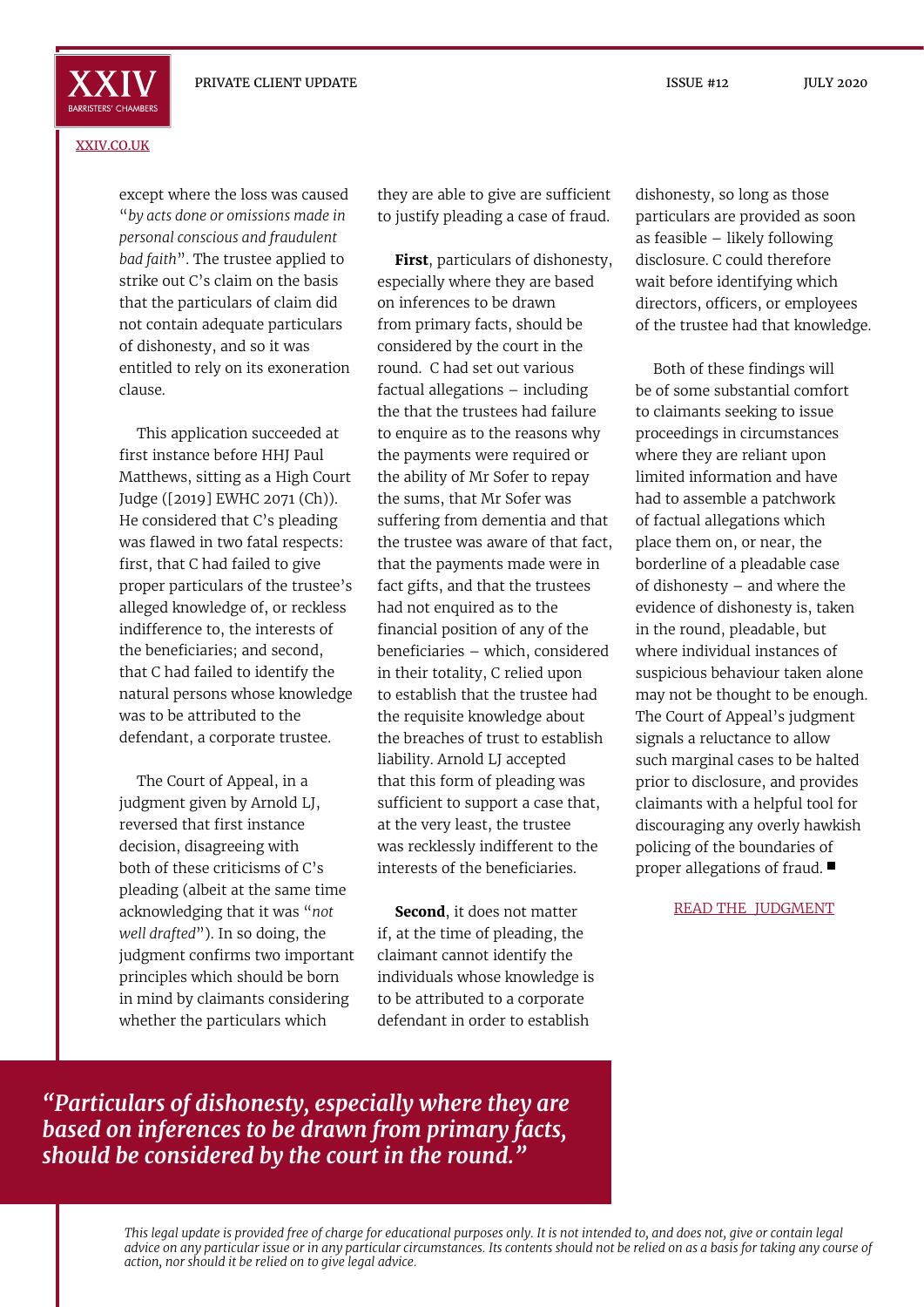except where the loss was caused "*by acts done or omissions made in personal conscious and fraudulent bad faith*". The trustee applied to strike out C's claim on the basis that the particulars of claim did not contain adequate particulars of dishonesty, and so it was entitled to rely on its exoneration clause.

This application succeeded at first instance before HHJ Paul Matthews, sitting as a High Court Judge ([2019] EWHC 2071 (Ch)). He considered that C's pleading was flawed in two fatal respects: first, that C had failed to give proper particulars of the trustee's alleged knowledge of, or reckless indifference to, the interests of the beneficiaries; and second, that C had failed to identify the natural persons whose knowledge was to be attributed to the defendant, a corporate trustee.

The Court of Appeal, in a judgment given by Arnold LJ, reversed that first instance decision, disagreeing with both of these criticisms of C's pleading (albeit at the same time acknowledging that it was "*not well drafted*"). In so doing, the judgment confirms two important principles which should be born in mind by claimants considering whether the particulars which they are able to give are sufficient to justify pleading a case of fraud.

**First**, particulars of dishonesty, especially where they are based on inferences to be drawn from primary facts, should be considered by the court in the round. C had set out various factual allegations – including the that the trustees had failure to enquire as to the reasons why the payments were required or the ability of Mr Sofer to repay the sums, that Mr Sofer was suffering from dementia and that the trustee was aware of that fact, that the payments made were in fact gifts, and that the trustees had not enquired as to the financial position of any of the beneficiaries – which, considered in their totality, C relied upon to establish that the trustee had the requisite knowledge about the breaches of trust to establish liability. Arnold LJ accepted that this form of pleading was sufficient to support a case that, at the very least, the trustee was recklessly indifferent to the interests of the beneficiaries.

**Second**, it does not matter if, at the time of pleading, the claimant cannot identify the individuals whose knowledge is to be attributed to a corporate defendant in order to establish dishonesty, so long as those particulars are provided as soon as feasible – likely following disclosure. C could therefore wait before identifying which directors, officers, or employees of the trustee had that knowledge.

Both of these findings will be of some substantial comfort to claimants seeking to issue proceedings in circumstances where they are reliant upon limited information and have had to assemble a patchwork of factual allegations which place them on, or near, the borderline of a pleadable case of dishonesty – and where the evidence of dishonesty is, taken in the round, pleadable, but where individual instances of suspicious behaviour taken alone may not be thought to be enough. The Court of Appeal's judgment signals a reluctance to allow such marginal cases to be halted prior to disclosure, and provides claimants with a helpful tool for discouraging any overly hawkish policing of the boundaries of proper allegations of fraud. ■

READ THE JUDGMENT

> ***"Particulars of dishonesty, especially where they are based on inferences to be drawn from primary facts, should be considered by the court in the round."***

*This legal update is provided free of charge for educational purposes only. It is not intended to, and does not, give or contain legal advice on any particular issue or in any particular circumstances. Its contents should not be relied on as a basis for taking any course of action, nor should it be relied on to give legal advice.*